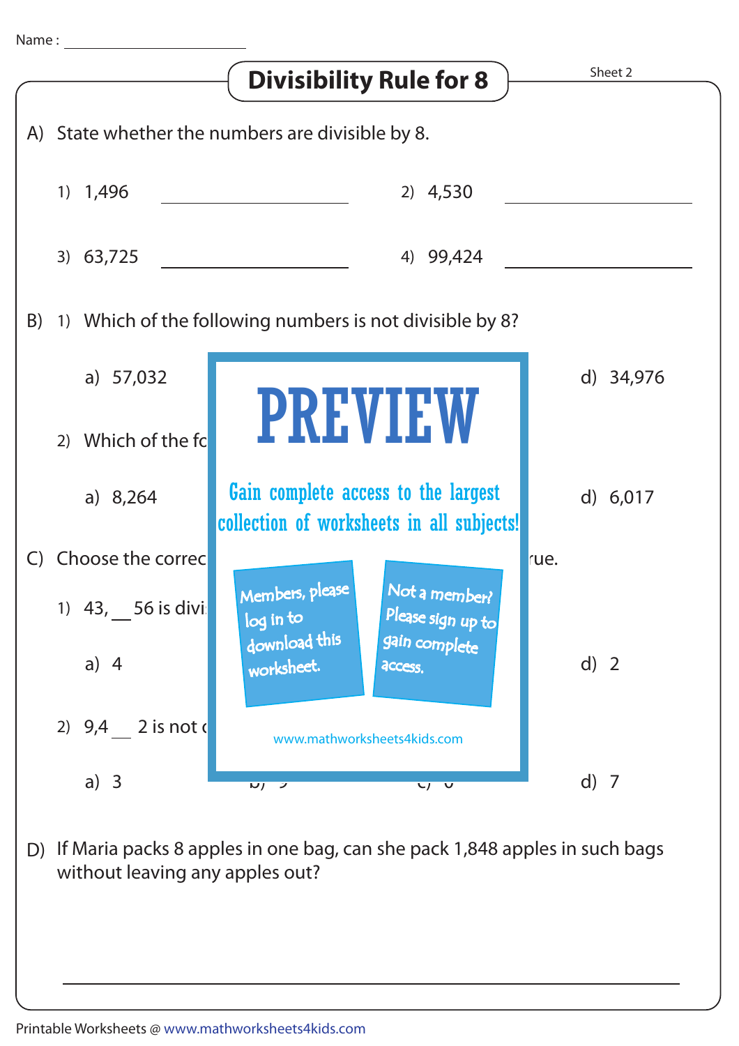Name : ____________________

# Divisibility Rule for 8

Sheet 2

A) State whether the numbers are divisible by 8.

1) 1,496 ____________________

2) 4,530 ____________________

3) 63,725 ____________________

4) 99,424 ____________________

B) 1) Which of the following numbers is not divisible by 8?

a) 57,032

d) 34,976

2) Which of the fo

a) 8,264

d) 6,017

C) Choose the correc

rue.

1) 43, __ 56 is divi

a) 4

d) 2

2) 9,4 __ 2 is not d

a) 3

d) 7

PREVIEW

Gain complete access to the largest collection of worksheets in all subjects!

Members, please log in to download this worksheet.

Not a member? Please sign up to gain complete access.

www.mathworksheets4kids.com

D) If Maria packs 8 apples in one bag, can she pack 1,848 apples in such bags without leaving any apples out?

____________________________________________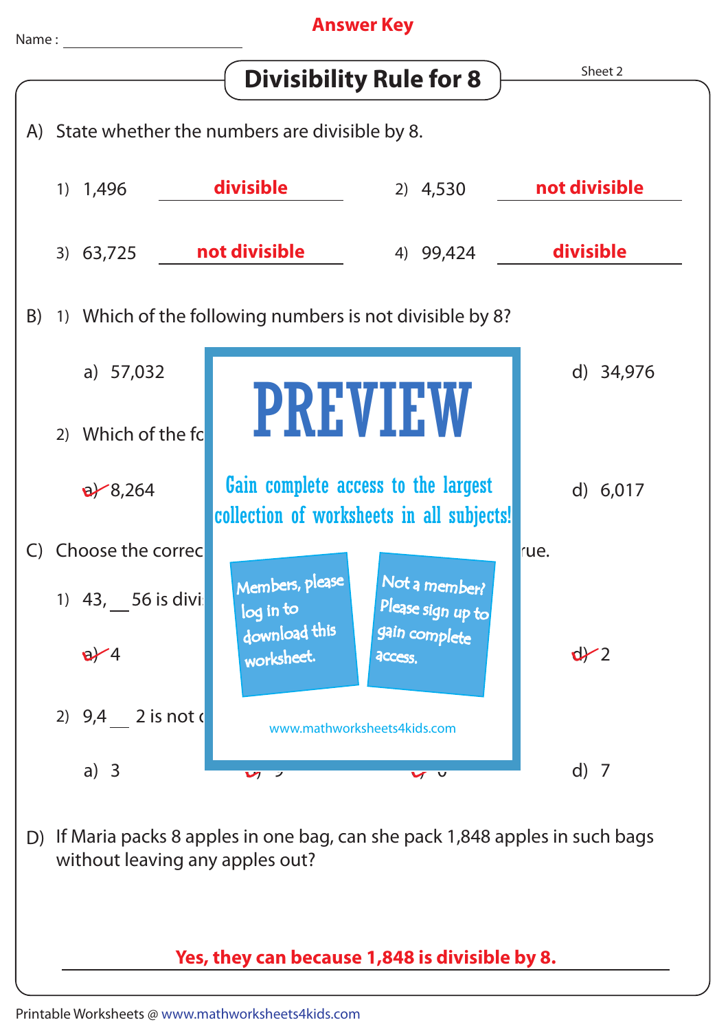**Answer Key**

Name : ____________________

# Divisibility Rule for 8

Sheet 2

A) State whether the numbers are divisible by 8.

1) 1,496 **divisible**

2) 4,530 **not divisible**

3) 63,725 **not divisible**

4) 99,424 **divisible**

B) 1) Which of the following numbers is not divisible by 8?

a) 57,032

d) 34,976

2) Which of the fc

a) 8,264

d) 6,017

PREVIEW

Gain complete access to the largest collection of worksheets in all subjects!

Members, please log in to download this worksheet.

Not a member? Please sign up to gain complete access.

www.mathworksheets4kids.com

C) Choose the correc rue.

1) 43, __ 56 is divi

a) 4

d) 2

2) 9,4 __ 2 is not c

a) 3

d) 7

D) If Maria packs 8 apples in one bag, can she pack 1,848 apples in such bags without leaving any apples out?

**Yes, they can because 1,848 is divisible by 8.**

Printable Worksheets @ www.mathworksheets4kids.com